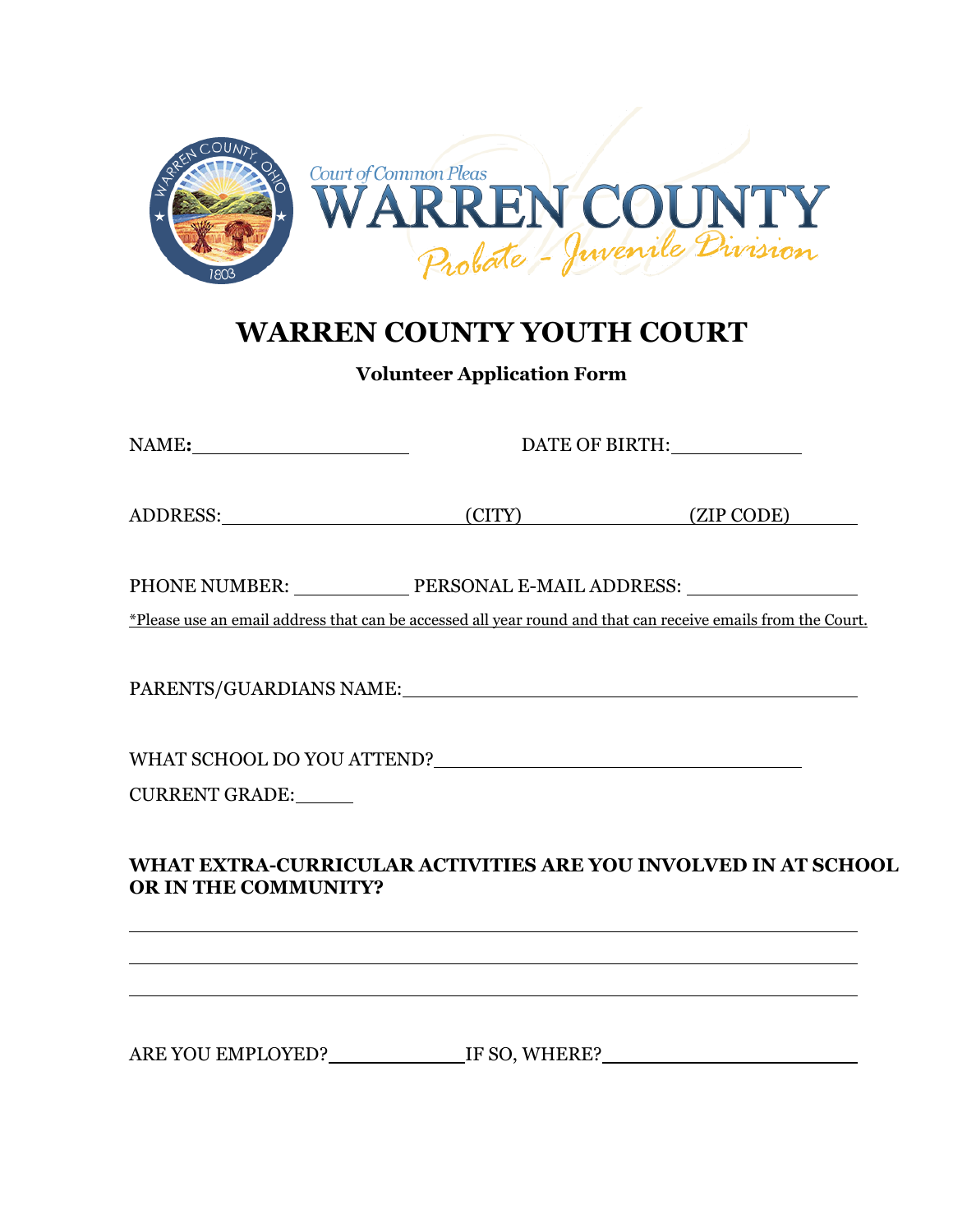Court of Common Pleas
WARREN COUNTY
Probate - Juvenile Division

# WARREN COUNTY YOUTH COURT

**Volunteer Application Form**

NAME: ____________________ DATE OF BIRTH: ____________

ADDRESS: ______________________ (CITY) ______________ (ZIP CODE) ______

PHONE NUMBER: __________ PERSONAL E-MAIL ADDRESS: ______________

*Please use an email address that can be accessed all year round and that can receive emails from the Court.

PARENTS/GUARDIANS NAME: ________________________________________

WHAT SCHOOL DO YOU ATTEND? ________________________________

CURRENT GRADE: _____

**WHAT EXTRA-CURRICULAR ACTIVITIES ARE YOU INVOLVED IN AT SCHOOL OR IN THE COMMUNITY?**

______________________________________________________________________

______________________________________________________________________

______________________________________________________________________

ARE YOU EMPLOYED? ____________ IF SO, WHERE? ________________________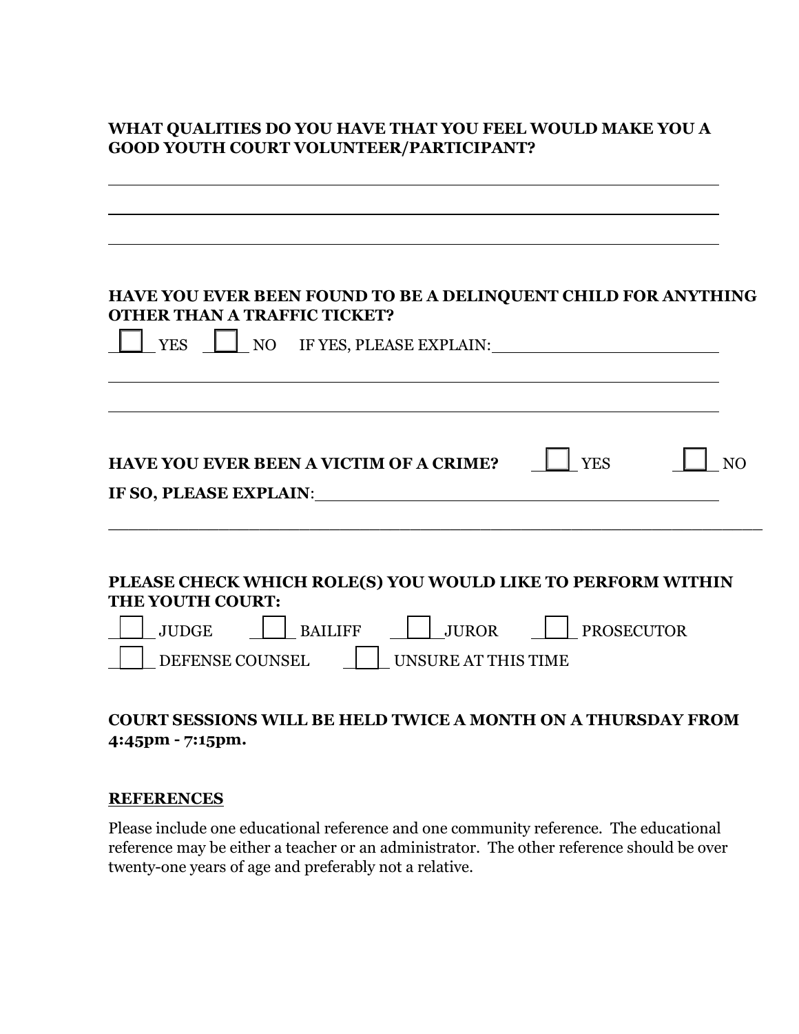**WHAT QUALITIES DO YOU HAVE THAT YOU FEEL WOULD MAKE YOU A GOOD YOUTH COURT VOLUNTEER/PARTICIPANT?**

\_\_\_\_\_\_\_\_\_\_\_\_\_\_\_\_\_\_\_\_\_\_\_\_\_\_\_\_\_\_\_\_\_\_\_\_\_\_\_\_\_\_\_\_\_\_\_\_\_\_\_\_\_\_\_\_\_\_\_\_

\_\_\_\_\_\_\_\_\_\_\_\_\_\_\_\_\_\_\_\_\_\_\_\_\_\_\_\_\_\_\_\_\_\_\_\_\_\_\_\_\_\_\_\_\_\_\_\_\_\_\_\_\_\_\_\_\_\_\_\_

\_\_\_\_\_\_\_\_\_\_\_\_\_\_\_\_\_\_\_\_\_\_\_\_\_\_\_\_\_\_\_\_\_\_\_\_\_\_\_\_\_\_\_\_\_\_\_\_\_\_\_\_\_\_\_\_\_\_\_\_

**HAVE YOU EVER BEEN FOUND TO BE A DELINQUENT CHILD FOR ANYTHING OTHER THAN A TRAFFIC TICKET?**

☐ YES ☐ NO IF YES, PLEASE EXPLAIN:\_\_\_\_\_\_\_\_\_\_\_\_\_\_\_\_\_\_\_\_\_\_\_\_\_\_

\_\_\_\_\_\_\_\_\_\_\_\_\_\_\_\_\_\_\_\_\_\_\_\_\_\_\_\_\_\_\_\_\_\_\_\_\_\_\_\_\_\_\_\_\_\_\_\_\_\_\_\_\_\_\_\_\_\_\_\_

\_\_\_\_\_\_\_\_\_\_\_\_\_\_\_\_\_\_\_\_\_\_\_\_\_\_\_\_\_\_\_\_\_\_\_\_\_\_\_\_\_\_\_\_\_\_\_\_\_\_\_\_\_\_\_\_\_\_\_\_

**HAVE YOU EVER BEEN A VICTIM OF A CRIME?** ☐ YES ☐ NO

**IF SO, PLEASE EXPLAIN**:\_\_\_\_\_\_\_\_\_\_\_\_\_\_\_\_\_\_\_\_\_\_\_\_\_\_\_\_\_\_\_\_\_\_\_\_\_\_\_\_\_\_\_\_

\_\_\_\_\_\_\_\_\_\_\_\_\_\_\_\_\_\_\_\_\_\_\_\_\_\_\_\_\_\_\_\_\_\_\_\_\_\_\_\_\_\_\_\_\_\_\_\_\_\_\_\_\_\_\_\_\_\_\_\_\_\_\_\_

**PLEASE CHECK WHICH ROLE(S) YOU WOULD LIKE TO PERFORM WITHIN THE YOUTH COURT:**

☐ JUDGE ☐ BAILIFF ☐ JUROR ☐ PROSECUTOR

☐ DEFENSE COUNSEL ☐ UNSURE AT THIS TIME

**COURT SESSIONS WILL BE HELD TWICE A MONTH ON A THURSDAY FROM 4:45pm - 7:15pm.**

**REFERENCES**

Please include one educational reference and one community reference. The educational reference may be either a teacher or an administrator. The other reference should be over twenty-one years of age and preferably not a relative.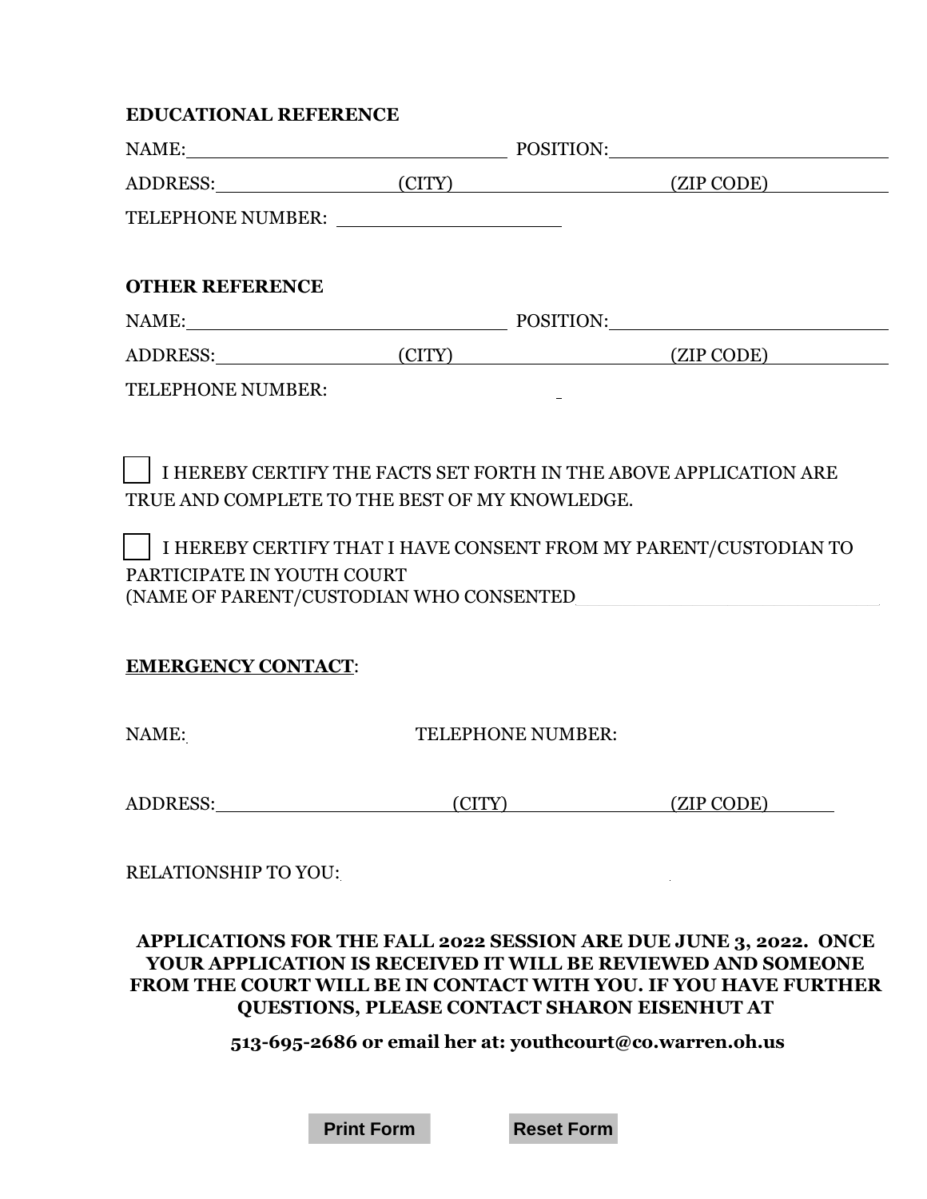**EDUCATIONAL REFERENCE**

NAME:\_\_\_\_\_\_\_\_\_\_\_\_\_\_\_\_\_\_\_\_\_\_\_\_\_\_\_\_\_\_ POSITION:\_\_\_\_\_\_\_\_\_\_\_\_\_\_\_\_\_\_\_\_\_\_\_\_\_\_\_

ADDRESS:\_\_\_\_\_\_\_\_\_\_\_\_\_\_\_\_\_ (CITY) \_\_\_\_\_\_\_\_\_\_\_\_\_\_\_\_\_\_\_\_ (ZIP CODE) \_\_\_\_\_\_\_\_\_\_\_\_

TELEPHONE NUMBER: \_\_\_\_\_\_\_\_\_\_\_\_\_\_\_\_\_\_\_\_\_

**OTHER REFERENCE**

NAME:\_\_\_\_\_\_\_\_\_\_\_\_\_\_\_\_\_\_\_\_\_\_\_\_\_\_\_\_\_\_ POSITION:\_\_\_\_\_\_\_\_\_\_\_\_\_\_\_\_\_\_\_\_\_\_\_\_\_\_\_

ADDRESS:\_\_\_\_\_\_\_\_\_\_\_\_\_\_\_\_\_ (CITY) \_\_\_\_\_\_\_\_\_\_\_\_\_\_\_\_\_\_\_\_ (ZIP CODE) \_\_\_\_\_\_\_\_\_\_\_\_

TELEPHONE NUMBER:

☐ I HEREBY CERTIFY THE FACTS SET FORTH IN THE ABOVE APPLICATION ARE TRUE AND COMPLETE TO THE BEST OF MY KNOWLEDGE.

☐ I HEREBY CERTIFY THAT I HAVE CONSENT FROM MY PARENT/CUSTODIAN TO PARTICIPATE IN YOUTH COURT
(NAME OF PARENT/CUSTODIAN WHO CONSENTED\_\_\_\_\_\_\_\_\_\_\_\_\_\_\_\_\_\_\_\_\_\_\_\_\_\_\_\_

**EMERGENCY CONTACT**:

NAME: TELEPHONE NUMBER:

ADDRESS:\_\_\_\_\_\_\_\_\_\_\_\_\_\_\_\_\_\_\_\_\_\_ (CITY) \_\_\_\_\_\_\_\_\_\_\_\_\_\_\_\_ (ZIP CODE) \_\_\_\_\_\_\_

RELATIONSHIP TO YOU:

**APPLICATIONS FOR THE FALL 2022 SESSION ARE DUE JUNE 3, 2022. ONCE YOUR APPLICATION IS RECEIVED IT WILL BE REVIEWED AND SOMEONE FROM THE COURT WILL BE IN CONTACT WITH YOU. IF YOU HAVE FURTHER QUESTIONS, PLEASE CONTACT SHARON EISENHUT AT**

**513-695-2686 or email her at: youthcourt@co.warren.oh.us**

Print Form Reset Form